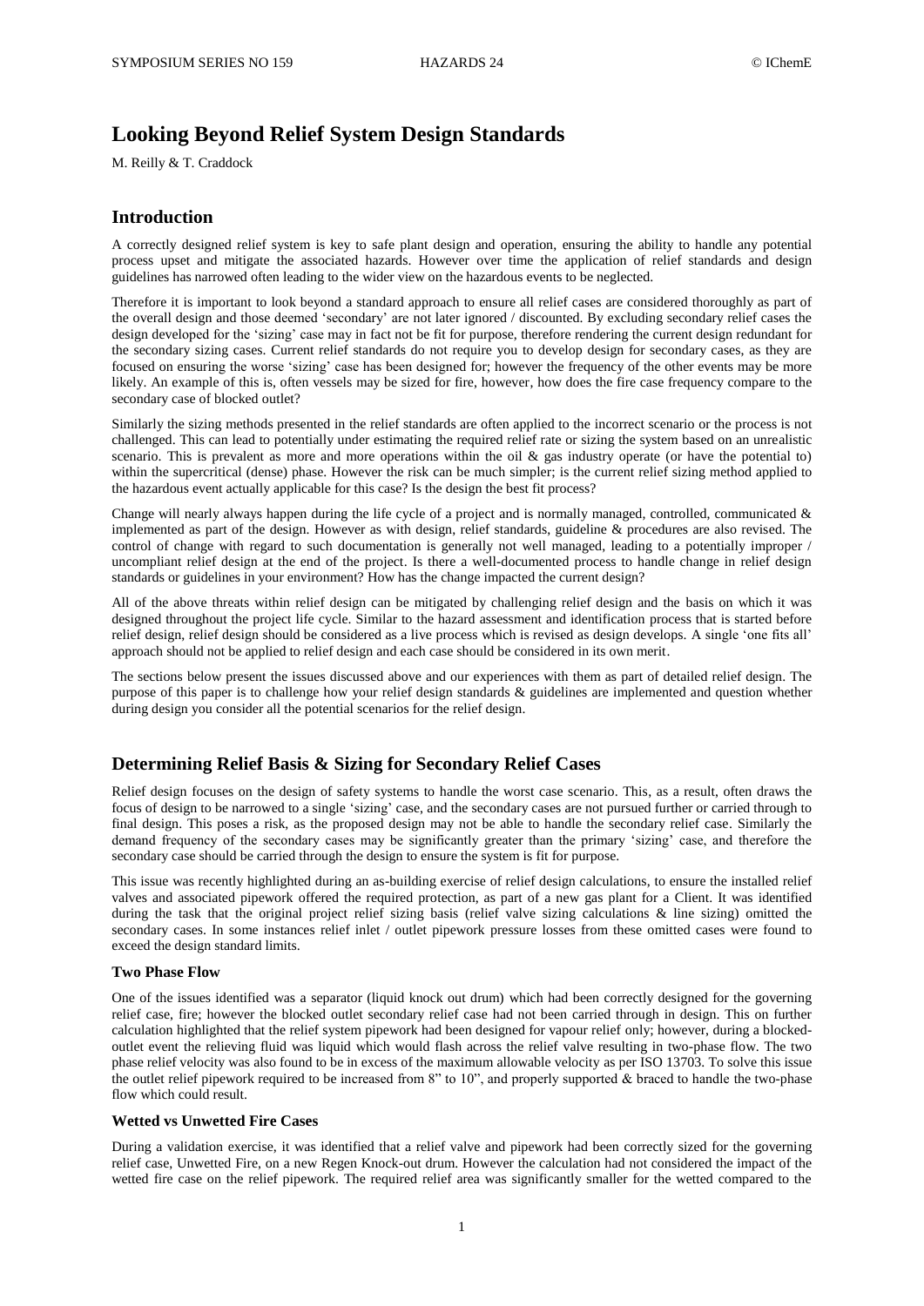# Looking Beyond Relief System Design Standards

M. Reilly & T. Craddock

## Introduction

A correctly designed relief system is key to safe plant design and operation, ensuring the ability to handle any potential process upset and mitigate the associated hazards. However over time the application of relief standards and design guidelines has narrowed often leading to the wider view on the hazardous events to be neglected.

Therefore it is important to look beyond a standard approach to ensure all relief cases are considered thoroughly as part of the overall design and those deemed 'secondary' are not later ignored / discounted. By excluding secondary relief cases the design developed for the 'sizing' case may in fact not be fit for purpose, therefore rendering the current design redundant for the secondary sizing cases. Current relief standards do not require you to develop design for secondary cases, as they are focused on ensuring the worse 'sizing' case has been designed for; however the frequency of the other events may be more likely. An example of this is, often vessels may be sized for fire, however, how does the fire case frequency compare to the secondary case of blocked outlet?

Similarly the sizing methods presented in the relief standards are often applied to the incorrect scenario or the process is not challenged. This can lead to potentially under estimating the required relief rate or sizing the system based on an unrealistic scenario. This is prevalent as more and more operations within the oil & gas industry operate (or have the potential to) within the supercritical (dense) phase. However the risk can be much simpler; is the current relief sizing method applied to the hazardous event actually applicable for this case? Is the design the best fit process?

Change will nearly always happen during the life cycle of a project and is normally managed, controlled, communicated & implemented as part of the design. However as with design, relief standards, guideline & procedures are also revised. The control of change with regard to such documentation is generally not well managed, leading to a potentially improper / uncompliant relief design at the end of the project. Is there a well-documented process to handle change in relief design standards or guidelines in your environment? How has the change impacted the current design?

All of the above threats within relief design can be mitigated by challenging relief design and the basis on which it was designed throughout the project life cycle. Similar to the hazard assessment and identification process that is started before relief design, relief design should be considered as a live process which is revised as design develops. A single 'one fits all' approach should not be applied to relief design and each case should be considered in its own merit.

The sections below present the issues discussed above and our experiences with them as part of detailed relief design. The purpose of this paper is to challenge how your relief design standards & guidelines are implemented and question whether during design you consider all the potential scenarios for the relief design.

## Determining Relief Basis & Sizing for Secondary Relief Cases

Relief design focuses on the design of safety systems to handle the worst case scenario. This, as a result, often draws the focus of design to be narrowed to a single 'sizing' case, and the secondary cases are not pursued further or carried through to final design. This poses a risk, as the proposed design may not be able to handle the secondary relief case. Similarly the demand frequency of the secondary cases may be significantly greater than the primary 'sizing' case, and therefore the secondary case should be carried through the design to ensure the system is fit for purpose.

This issue was recently highlighted during an as-building exercise of relief design calculations, to ensure the installed relief valves and associated pipework offered the required protection, as part of a new gas plant for a Client. It was identified during the task that the original project relief sizing basis (relief valve sizing calculations & line sizing) omitted the secondary cases. In some instances relief inlet / outlet pipework pressure losses from these omitted cases were found to exceed the design standard limits.

### Two Phase Flow

One of the issues identified was a separator (liquid knock out drum) which had been correctly designed for the governing relief case, fire; however the blocked outlet secondary relief case had not been carried through in design. This on further calculation highlighted that the relief system pipework had been designed for vapour relief only; however, during a blocked-outlet event the relieving fluid was liquid which would flash across the relief valve resulting in two-phase flow. The two phase relief velocity was also found to be in excess of the maximum allowable velocity as per ISO 13703. To solve this issue the outlet relief pipework required to be increased from 8" to 10", and properly supported & braced to handle the two-phase flow which could result.

### Wetted vs Unwetted Fire Cases

During a validation exercise, it was identified that a relief valve and pipework had been correctly sized for the governing relief case, Unwetted Fire, on a new Regen Knock-out drum. However the calculation had not considered the impact of the wetted fire case on the relief pipework. The required relief area was significantly smaller for the wetted compared to the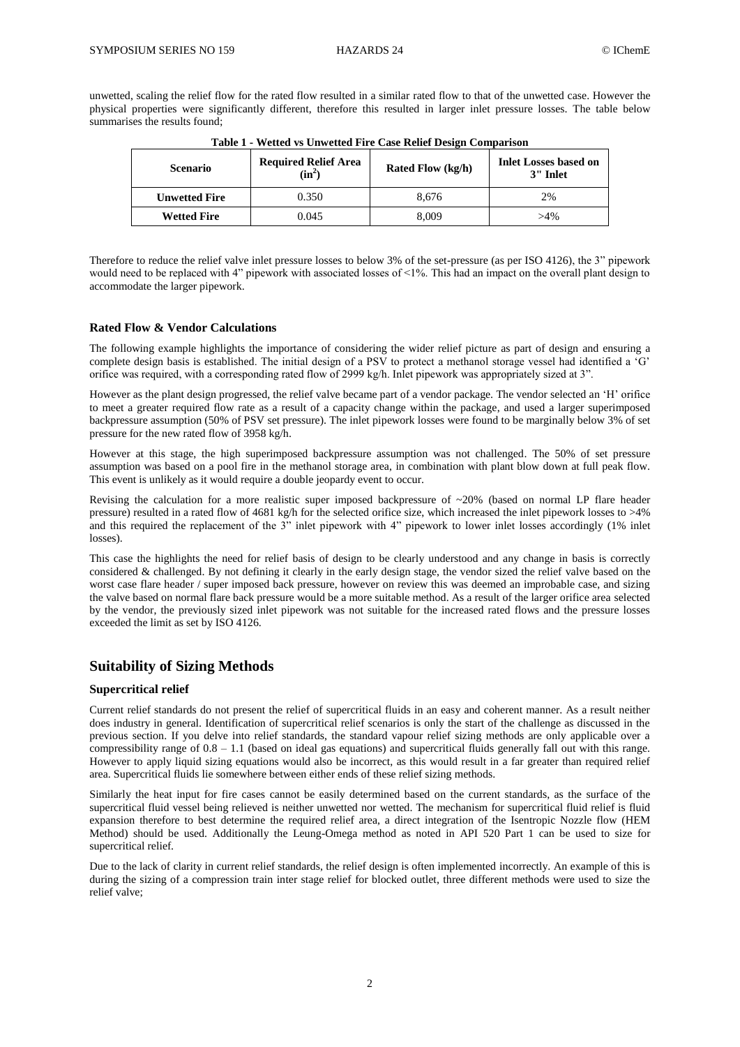unwetted, scaling the relief flow for the rated flow resulted in a similar rated flow to that of the unwetted case. However the physical properties were significantly different, therefore this resulted in larger inlet pressure losses. The table below summarises the results found;

**Table 1 - Wetted vs Unwetted Fire Case Relief Design Comparison**

| Scenario | Required Relief Area ($in^2$) | Rated Flow (kg/h) | Inlet Losses based on 3" Inlet |
|---|---|---|---|
| **Unwetted Fire** | 0.350 | 8,676 | 2% |
| **Wetted Fire** | 0.045 | 8,009 | >4% |

Therefore to reduce the relief valve inlet pressure losses to below 3% of the set-pressure (as per ISO 4126), the 3" pipework would need to be replaced with 4" pipework with associated losses of <1%. This had an impact on the overall plant design to accommodate the larger pipework.

### Rated Flow & Vendor Calculations

The following example highlights the importance of considering the wider relief picture as part of design and ensuring a complete design basis is established. The initial design of a PSV to protect a methanol storage vessel had identified a 'G' orifice was required, with a corresponding rated flow of 2999 kg/h. Inlet pipework was appropriately sized at 3".

However as the plant design progressed, the relief valve became part of a vendor package. The vendor selected an 'H' orifice to meet a greater required flow rate as a result of a capacity change within the package, and used a larger superimposed backpressure assumption (50% of PSV set pressure). The inlet pipework losses were found to be marginally below 3% of set pressure for the new rated flow of 3958 kg/h.

However at this stage, the high superimposed backpressure assumption was not challenged. The 50% of set pressure assumption was based on a pool fire in the methanol storage area, in combination with plant blow down at full peak flow. This event is unlikely as it would require a double jeopardy event to occur.

Revising the calculation for a more realistic super imposed backpressure of ~20% (based on normal LP flare header pressure) resulted in a rated flow of 4681 kg/h for the selected orifice size, which increased the inlet pipework losses to >4% and this required the replacement of the 3" inlet pipework with 4" pipework to lower inlet losses accordingly (1% inlet losses).

This case the highlights the need for relief basis of design to be clearly understood and any change in basis is correctly considered & challenged. By not defining it clearly in the early design stage, the vendor sized the relief valve based on the worst case flare header / super imposed back pressure, however on review this was deemed an improbable case, and sizing the valve based on normal flare back pressure would be a more suitable method. As a result of the larger orifice area selected by the vendor, the previously sized inlet pipework was not suitable for the increased rated flows and the pressure losses exceeded the limit as set by ISO 4126.

## Suitability of Sizing Methods

### Supercritical relief

Current relief standards do not present the relief of supercritical fluids in an easy and coherent manner. As a result neither does industry in general. Identification of supercritical relief scenarios is only the start of the challenge as discussed in the previous section. If you delve into relief standards, the standard vapour relief sizing methods are only applicable over a compressibility range of 0.8 – 1.1 (based on ideal gas equations) and supercritical fluids generally fall out with this range. However to apply liquid sizing equations would also be incorrect, as this would result in a far greater than required relief area. Supercritical fluids lie somewhere between either ends of these relief sizing methods.

Similarly the heat input for fire cases cannot be easily determined based on the current standards, as the surface of the supercritical fluid vessel being relieved is neither unwetted nor wetted. The mechanism for supercritical fluid relief is fluid expansion therefore to best determine the required relief area, a direct integration of the Isentropic Nozzle flow (HEM Method) should be used. Additionally the Leung-Omega method as noted in API 520 Part 1 can be used to size for supercritical relief.

Due to the lack of clarity in current relief standards, the relief design is often implemented incorrectly. An example of this is during the sizing of a compression train inter stage relief for blocked outlet, three different methods were used to size the relief valve;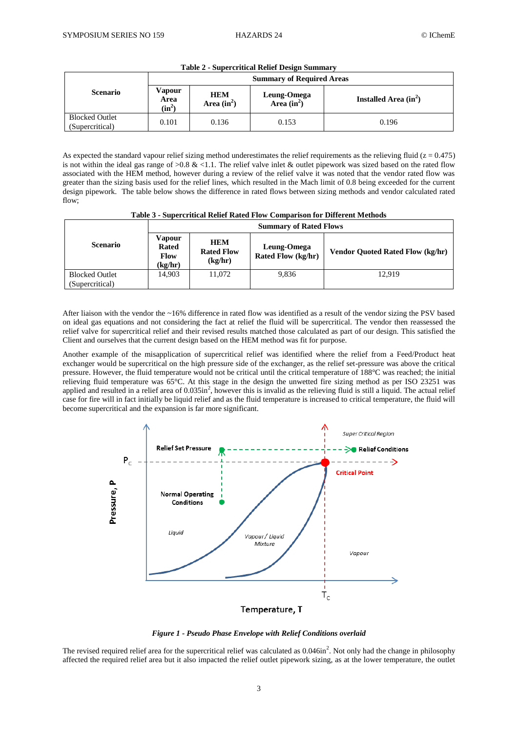**Table 2 - Supercritical Relief Design Summary**

| Scenario | Summary of Required Areas | | | |
|---|---|---|---|---|
| | Vapour Area ($in^2$) | HEM Area ($in^2$) | Leung-Omega Area ($in^2$) | Installed Area ($in^2$) |
| Blocked Outlet (Supercritical) | 0.101 | 0.136 | 0.153 | 0.196 |

As expected the standard vapour relief sizing method underestimates the relief requirements as the relieving fluid ($z = 0.475$) is not within the ideal gas range of >0.8 & <1.1. The relief valve inlet & outlet pipework was sized based on the rated flow associated with the HEM method, however during a review of the relief valve it was noted that the vendor rated flow was greater than the sizing basis used for the relief lines, which resulted in the Mach limit of 0.8 being exceeded for the current design pipework. The table below shows the difference in rated flows between sizing methods and vendor calculated rated flow;

**Table 3 - Supercritical Relief Rated Flow Comparison for Different Methods**

| Scenario | Summary of Rated Flows | | | |
|---|---|---|---|---|
| | Vapour Rated Flow (kg/hr) | HEM Rated Flow (kg/hr) | Leung-Omega Rated Flow (kg/hr) | Vendor Quoted Rated Flow (kg/hr) |
| Blocked Outlet (Supercritical) | 14,903 | 11,072 | 9,836 | 12,919 |

After liaison with the vendor the ~16% difference in rated flow was identified as a result of the vendor sizing the PSV based on ideal gas equations and not considering the fact at relief the fluid will be supercritical. The vendor then reassessed the relief valve for supercritical relief and their revised results matched those calculated as part of our design. This satisfied the Client and ourselves that the current design based on the HEM method was fit for purpose.

Another example of the misapplication of supercritical relief was identified where the relief from a Feed/Product heat exchanger would be supercritical on the high pressure side of the exchanger, as the relief set-pressure was above the critical pressure. However, the fluid temperature would not be critical until the critical temperature of 188°C was reached; the initial relieving fluid temperature was 65°C. At this stage in the design the unwetted fire sizing method as per ISO 23251 was applied and resulted in a relief area of 0.035in$^2$, however this is invalid as the relieving fluid is still a liquid. The actual relief case for fire will in fact initially be liquid relief and as the fluid temperature is increased to critical temperature, the fluid will become supercritical and the expansion is far more significant.

*Figure 1 - Pseudo Phase Envelope with Relief Conditions overlaid*

The revised required relief area for the supercritical relief was calculated as 0.046in$^2$. Not only had the change in philosophy affected the required relief area but it also impacted the relief outlet pipework sizing, as at the lower temperature, the outlet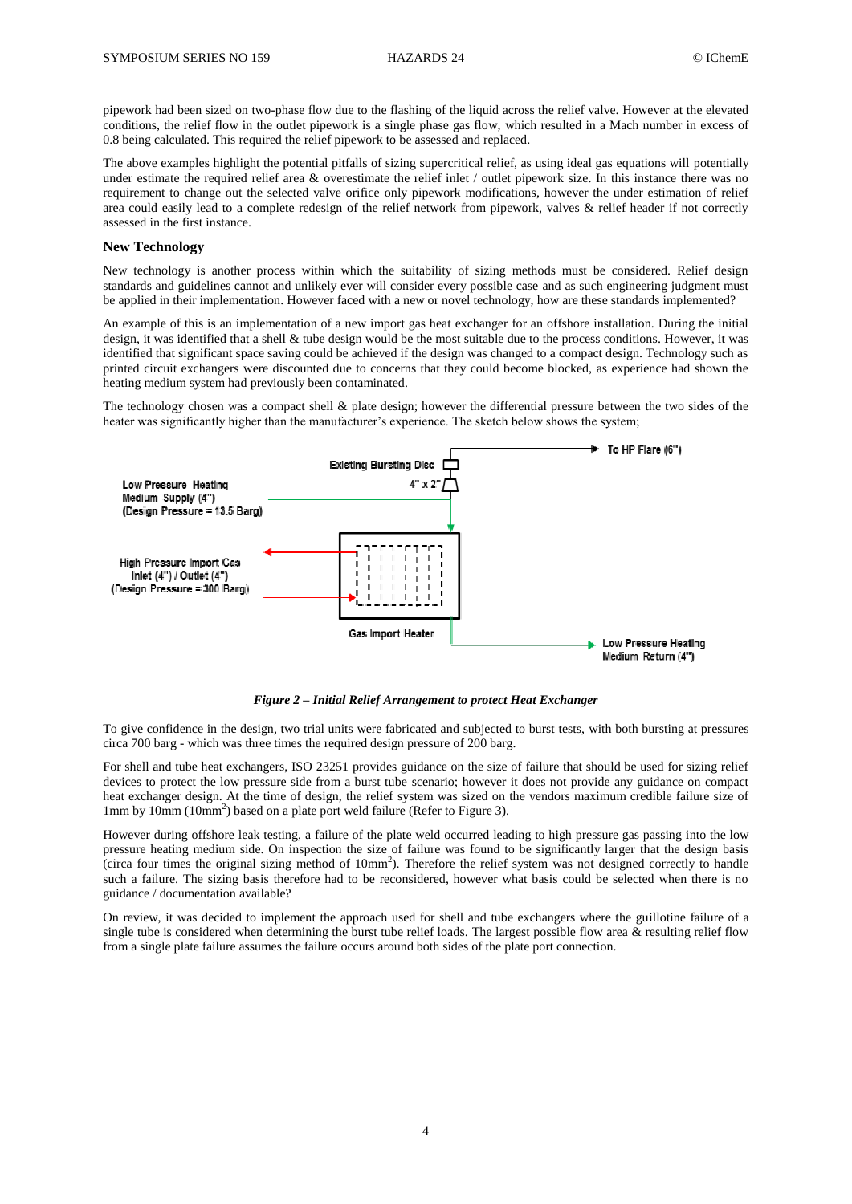pipework had been sized on two-phase flow due to the flashing of the liquid across the relief valve. However at the elevated conditions, the relief flow in the outlet pipework is a single phase gas flow, which resulted in a Mach number in excess of 0.8 being calculated. This required the relief pipework to be assessed and replaced.

The above examples highlight the potential pitfalls of sizing supercritical relief, as using ideal gas equations will potentially under estimate the required relief area & overestimate the relief inlet / outlet pipework size. In this instance there was no requirement to change out the selected valve orifice only pipework modifications, however the under estimation of relief area could easily lead to a complete redesign of the relief network from pipework, valves & relief header if not correctly assessed in the first instance.

## New Technology

New technology is another process within which the suitability of sizing methods must be considered. Relief design standards and guidelines cannot and unlikely ever will consider every possible case and as such engineering judgment must be applied in their implementation. However faced with a new or novel technology, how are these standards implemented?

An example of this is an implementation of a new import gas heat exchanger for an offshore installation. During the initial design, it was identified that a shell & tube design would be the most suitable due to the process conditions. However, it was identified that significant space saving could be achieved if the design was changed to a compact design. Technology such as printed circuit exchangers were discounted due to concerns that they could become blocked, as experience had shown the heating medium system had previously been contaminated.

The technology chosen was a compact shell & plate design; however the differential pressure between the two sides of the heater was significantly higher than the manufacturer's experience. The sketch below shows the system;

Existing Bursting Disc

4" x 2"

To HP Flare (6")

Low Pressure Heating Medium Supply (4") (Design Pressure = 13.5 Barg)

High Pressure Import Gas Inlet (4") / Outlet (4") (Design Pressure = 300 Barg)

Gas Import Heater

Low Pressure Heating Medium Return (4")

*Figure 2 – Initial Relief Arrangement to protect Heat Exchanger*

To give confidence in the design, two trial units were fabricated and subjected to burst tests, with both bursting at pressures circa 700 barg - which was three times the required design pressure of 200 barg.

For shell and tube heat exchangers, ISO 23251 provides guidance on the size of failure that should be used for sizing relief devices to protect the low pressure side from a burst tube scenario; however it does not provide any guidance on compact heat exchanger design. At the time of design, the relief system was sized on the vendors maximum credible failure size of 1mm by 10mm (10mm$^2$) based on a plate port weld failure (Refer to Figure 3).

However during offshore leak testing, a failure of the plate weld occurred leading to high pressure gas passing into the low pressure heating medium side. On inspection the size of failure was found to be significantly larger that the design basis (circa four times the original sizing method of 10mm$^2$). Therefore the relief system was not designed correctly to handle such a failure. The sizing basis therefore had to be reconsidered, however what basis could be selected when there is no guidance / documentation available?

On review, it was decided to implement the approach used for shell and tube exchangers where the guillotine failure of a single tube is considered when determining the burst tube relief loads. The largest possible flow area & resulting relief flow from a single plate failure assumes the failure occurs around both sides of the plate port connection.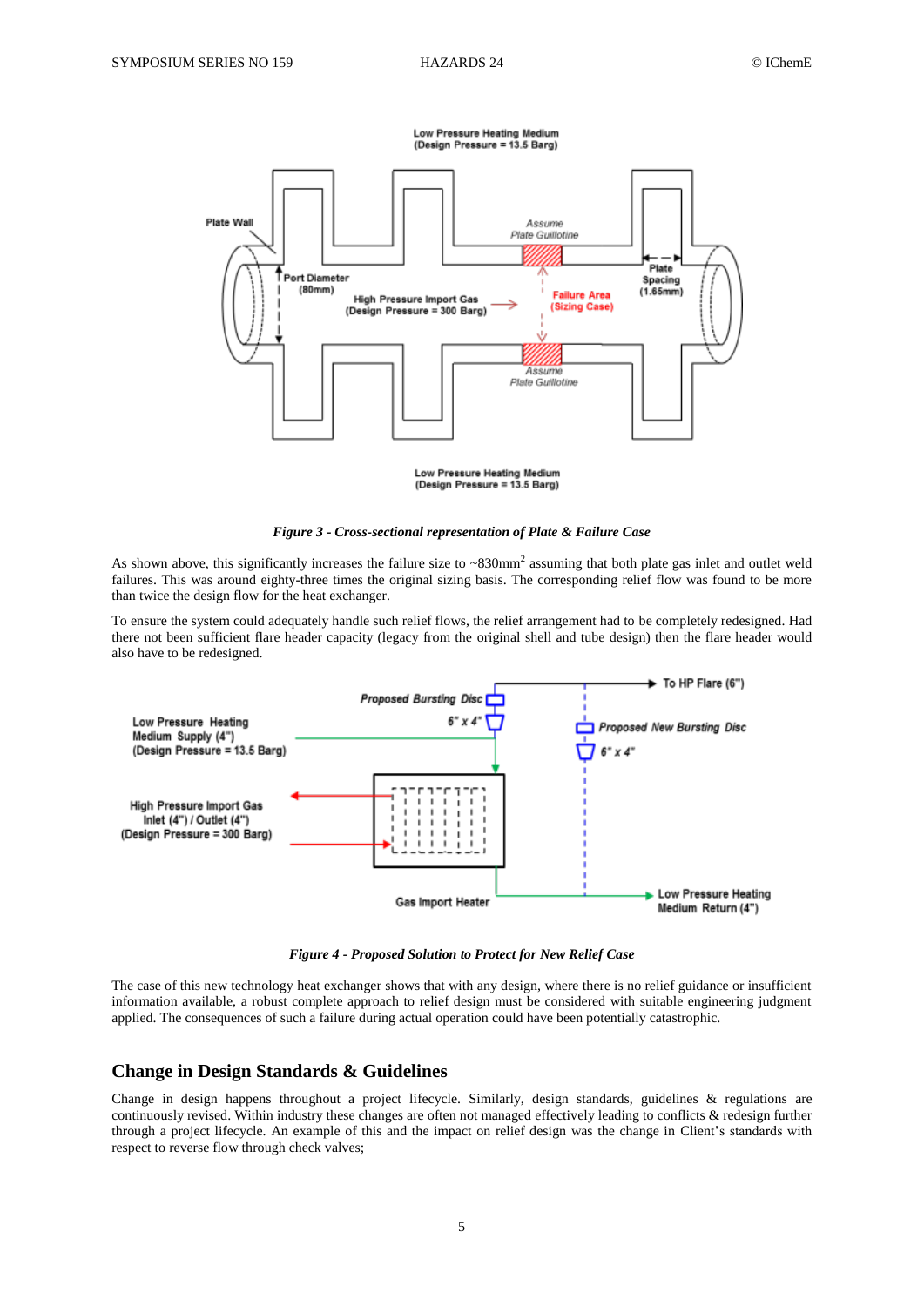*Figure 3 - Cross-sectional representation of Plate & Failure Case*

As shown above, this significantly increases the failure size to ~830mm$^2$ assuming that both plate gas inlet and outlet weld failures. This was around eighty-three times the original sizing basis. The corresponding relief flow was found to be more than twice the design flow for the heat exchanger.

To ensure the system could adequately handle such relief flows, the relief arrangement had to be completely redesigned. Had there not been sufficient flare header capacity (legacy from the original shell and tube design) then the flare header would also have to be redesigned.

*Figure 4 - Proposed Solution to Protect for New Relief Case*

The case of this new technology heat exchanger shows that with any design, where there is no relief guidance or insufficient information available, a robust complete approach to relief design must be considered with suitable engineering judgment applied. The consequences of such a failure during actual operation could have been potentially catastrophic.

## Change in Design Standards & Guidelines

Change in design happens throughout a project lifecycle. Similarly, design standards, guidelines & regulations are continuously revised. Within industry these changes are often not managed effectively leading to conflicts & redesign further through a project lifecycle. An example of this and the impact on relief design was the change in Client's standards with respect to reverse flow through check valves;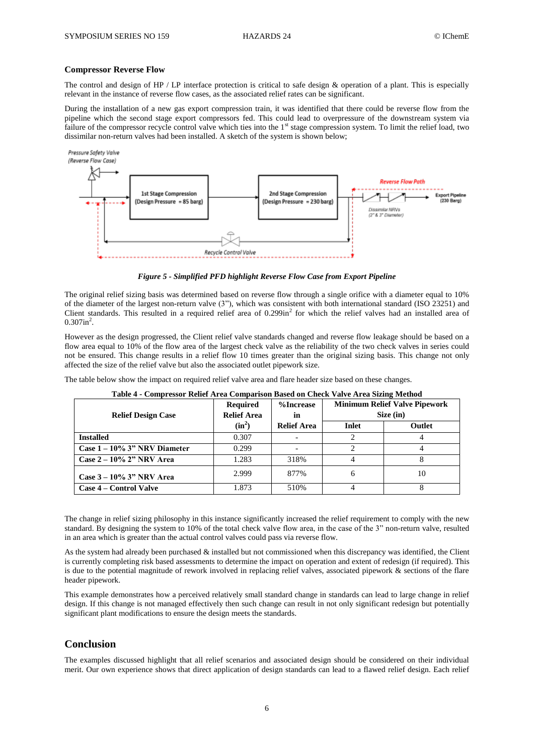### Compressor Reverse Flow

The control and design of HP / LP interface protection is critical to safe design & operation of a plant. This is especially relevant in the instance of reverse flow cases, as the associated relief rates can be significant.

During the installation of a new gas export compression train, it was identified that there could be reverse flow from the pipeline which the second stage export compressors fed. This could lead to overpressure of the downstream system via failure of the compressor recycle control valve which ties into the 1st stage compression system. To limit the relief load, two dissimilar non-return valves had been installed. A sketch of the system is shown below;

*Figure 5 - Simplified PFD highlight Reverse Flow Case from Export Pipeline*

The original relief sizing basis was determined based on reverse flow through a single orifice with a diameter equal to 10% of the diameter of the largest non-return valve (3"), which was consistent with both international standard (ISO 23251) and Client standards. This resulted in a required relief area of 0.299in$^2$ for which the relief valves had an installed area of 0.307in$^2$.

However as the design progressed, the Client relief valve standards changed and reverse flow leakage should be based on a flow area equal to 10% of the flow area of the largest check valve as the reliability of the two check valves in series could not be ensured. This change results in a relief flow 10 times greater than the original sizing basis. This change not only affected the size of the relief valve but also the associated outlet pipework size.

The table below show the impact on required relief valve area and flare header size based on these changes.

**Table 4 - Compressor Relief Area Comparison Based on Check Valve Area Sizing Method**

| Relief Design Case | Required Relief Area (in$^2$) | %Increase in Relief Area | Minimum Relief Valve Pipework Size (in) | |
|---|---|---|---|---|
| | | | Inlet | Outlet |
| **Installed** | 0.307 | - | 2 | 4 |
| **Case 1 – 10% 3" NRV Diameter** | 0.299 | - | 2 | 4 |
| **Case 2 – 10% 2" NRV Area** | 1.283 | 318% | 4 | 8 |
| **Case 3 – 10% 3" NRV Area** | 2.999 | 877% | 6 | 10 |
| **Case 4 – Control Valve** | 1.873 | 510% | 4 | 8 |

The change in relief sizing philosophy in this instance significantly increased the relief requirement to comply with the new standard. By designing the system to 10% of the total check valve flow area, in the case of the 3" non-return valve, resulted in an area which is greater than the actual control valves could pass via reverse flow.

As the system had already been purchased & installed but not commissioned when this discrepancy was identified, the Client is currently completing risk based assessments to determine the impact on operation and extent of redesign (if required). This is due to the potential magnitude of rework involved in replacing relief valves, associated pipework & sections of the flare header pipework.

This example demonstrates how a perceived relatively small standard change in standards can lead to large change in relief design. If this change is not managed effectively then such change can result in not only significant redesign but potentially significant plant modifications to ensure the design meets the standards.

## Conclusion

The examples discussed highlight that all relief scenarios and associated design should be considered on their individual merit. Our own experience shows that direct application of design standards can lead to a flawed relief design. Each relief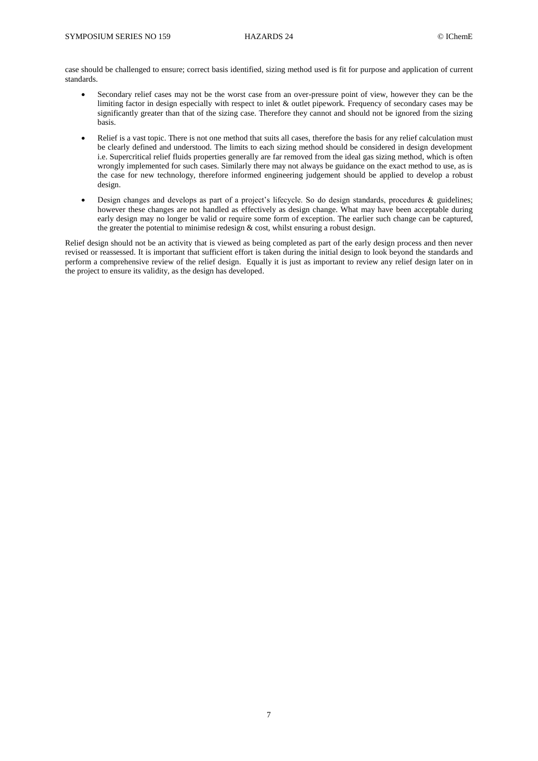case should be challenged to ensure; correct basis identified, sizing method used is fit for purpose and application of current standards.

- Secondary relief cases may not be the worst case from an over-pressure point of view, however they can be the limiting factor in design especially with respect to inlet & outlet pipework. Frequency of secondary cases may be significantly greater than that of the sizing case. Therefore they cannot and should not be ignored from the sizing basis.

- Relief is a vast topic. There is not one method that suits all cases, therefore the basis for any relief calculation must be clearly defined and understood. The limits to each sizing method should be considered in design development i.e. Supercritical relief fluids properties generally are far removed from the ideal gas sizing method, which is often wrongly implemented for such cases. Similarly there may not always be guidance on the exact method to use, as is the case for new technology, therefore informed engineering judgement should be applied to develop a robust design.

- Design changes and develops as part of a project's lifecycle. So do design standards, procedures & guidelines; however these changes are not handled as effectively as design change. What may have been acceptable during early design may no longer be valid or require some form of exception. The earlier such change can be captured, the greater the potential to minimise redesign & cost, whilst ensuring a robust design.

Relief design should not be an activity that is viewed as being completed as part of the early design process and then never revised or reassessed. It is important that sufficient effort is taken during the initial design to look beyond the standards and perform a comprehensive review of the relief design. Equally it is just as important to review any relief design later on in the project to ensure its validity, as the design has developed.